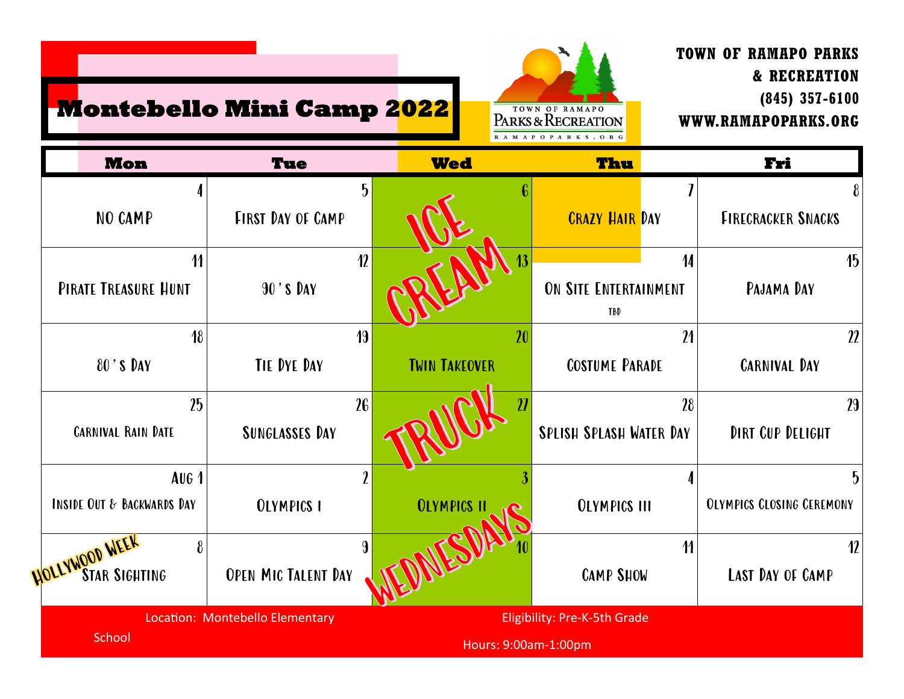# Montebello Mini Camp 2022

TOWN OF RAMAPO PARKS & RECREATION
(845) 357-6100
WWW.RAMAPOPARKS.ORG

TOWN OF RAMAPO PARKS & RECREATION RAMAPOPARKS.ORG

| Mon | Tue | Wed | Thu | Fri |
|---|---|---|---|---|
| 4 NO CAMP | 5 First Day of Camp | 6 ICE | 7 Crazy Hair Day | 8 Firecracker Snacks |
| 11 Pirate Treasure Hunt | 12 90's Day | 13 CREAM | 14 On Site Entertainment TBD | 15 Pajama Day |
| 18 80's Day | 19 Tie Dye Day | 20 Twin Takeover | 21 Costume Parade | 22 Carnival Day |
| 25 Carnival Rain Date | 26 Sunglasses Day | 27 TRUCK | 28 Splish Splash Water Day | 29 Dirt Cup Delight |
| Aug 1 Inside Out & Backwards Day | 2 Olympics I | 3 Olympics II | 4 Olympics III | 5 Olympics Closing Ceremony |
| 8 Hollywood Week Star Sighting | 9 Open Mic Talent Day | 10 WEDNESDAYS | 11 Camp Show | 12 Last Day of Camp |

Location: Montebello Elementary School

Eligibility: Pre-K-5th Grade

Hours: 9:00am-1:00pm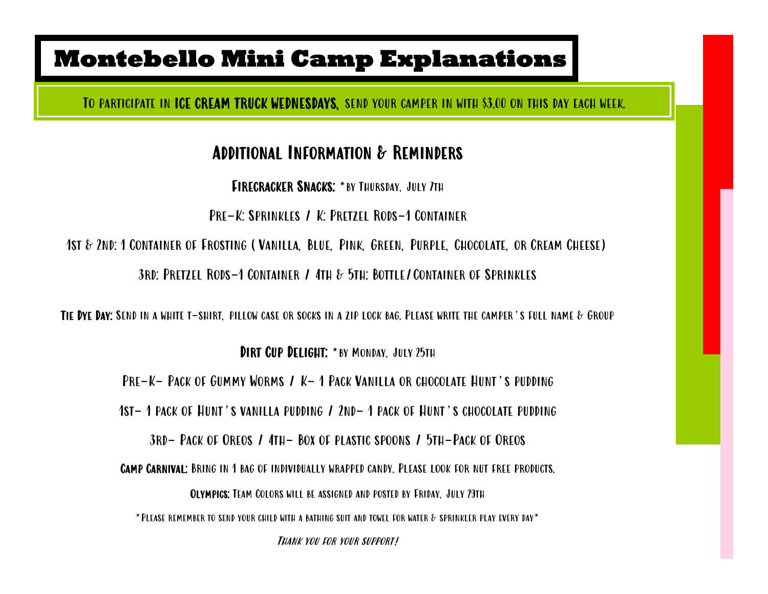# Montebello Mini Camp Explanations

To participate in **ICE CREAM TRUCK WEDNESDAYS,** send your camper in with $3.00 on this day each week.

## Additional Information & Reminders

**Firecracker Snacks:** *by Thursday, July 7th

Pre-K: Sprinkles / K: Pretzel Rods-1 Container

1st & 2nd: 1 Container of Frosting ( Vanilla, Blue, Pink, Green, Purple, Chocolate, or Cream Cheese)

3rd: Pretzel Rods-1 Container / 4th & 5th: Bottle/Container of Sprinkles

**Tie Dye Day:** Send in a white t-shirt, pillow case or socks in a zip lock bag. Please write the camper's full name & Group

**Dirt Cup Delight:** *by Monday, July 25th

Pre-K- Pack of Gummy Worms / K- 1 Pack Vanilla or chocolate Hunt's pudding

1st- 1 pack of Hunt's vanilla pudding / 2nd- 1 pack of Hunt's chocolate pudding

3rd- Pack of Oreos / 4th- Box of plastic spoons / 5th-Pack of Oreos

**Camp Carnival:** Bring in 1 bag of individually wrapped candy. Please look for nut free products.

**Olympics:** Team Colors will be assigned and posted by Friday, July 29th

*Please remember to send your child with a bathing suit and towel for water & sprinkler play every day*

*Thank you for your support!*